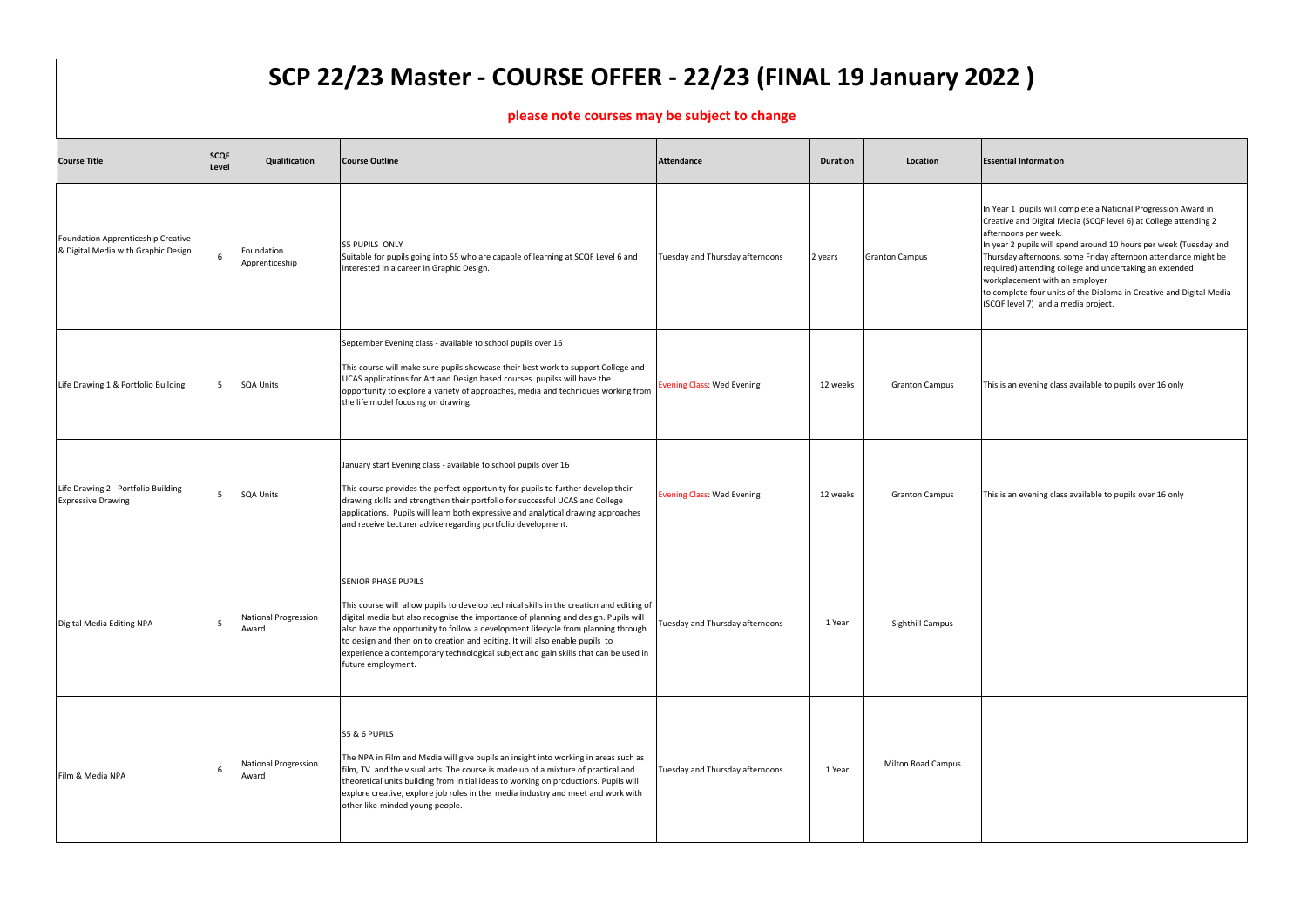# SCP 22/23 Master - COURSE OFFER - 22/23 (FINAL 19 January 2022 )

**please note courses may be subject to change**

| Course Title | SCQF Level | Qualification | Course Outline | Attendance | Duration | Location | Essential Information |
|---|---|---|---|---|---|---|---|
| Foundation Apprenticeship Creative & Digital Media with Graphic Design | 6 | Foundation Apprenticeship | S5 PUPILS ONLY<br>Suitable for pupils going into S5 who are capable of learning at SCQF Level 6 and interested in a career in Graphic Design. | Tuesday and Thursday afternoons | 2 years | Granton Campus | In Year 1 pupils will complete a National Progression Award in Creative and Digital Media (SCQF level 6) at College attending 2 afternoons per week.<br>In year 2 pupils will spend around 10 hours per week (Tuesday and Thursday afternoons, some Friday afternoon attendance might be required) attending college and undertaking an extended workplacement with an employer<br>to complete four units of the Diploma in Creative and Digital Media (SCQF level 7) and a media project. |
| Life Drawing 1 & Portfolio Building | 5 | SQA Units | September Evening class - available to school pupils over 16<br><br>This course will make sure pupils showcase their best work to support College and UCAS applications for Art and Design based courses. pupilss will have the opportunity to explore a variety of approaches, media and techniques working from the life model focusing on drawing. | Evening Class: Wed Evening | 12 weeks | Granton Campus | This is an evening class available to pupils over 16 only |
| Life Drawing 2 - Portfolio Building Expressive Drawing | 5 | SQA Units | January start Evening class - available to school pupils over 16<br><br>This course provides the perfect opportunity for pupils to further develop their drawing skills and strengthen their portfolio for successful UCAS and College applications. Pupils will learn both expressive and analytical drawing approaches and receive Lecturer advice regarding portfolio development. | Evening Class: Wed Evening | 12 weeks | Granton Campus | This is an evening class available to pupils over 16 only |
| Digital Media Editing NPA | 5 | National Progression Award | SENIOR PHASE PUPILS<br><br>This course will allow pupils to develop technical skills in the creation and editing of digital media but also recognise the importance of planning and design. Pupils will also have the opportunity to follow a development lifecycle from planning through to design and then on to creation and editing. It will also enable pupils to experience a contemporary technological subject and gain skills that can be used in future employment. | Tuesday and Thursday afternoons | 1 Year | Sighthill Campus | |
| Film & Media NPA | 6 | National Progression Award | S5 & 6 PUPILS<br><br>The NPA in Film and Media will give pupils an insight into working in areas such as film, TV and the visual arts. The course is made up of a mixture of practical and theoretical units building from initial ideas to working on productions. Pupils will explore creative, explore job roles in the media industry and meet and work with other like-minded young people. | Tuesday and Thursday afternoons | 1 Year | Milton Road Campus | |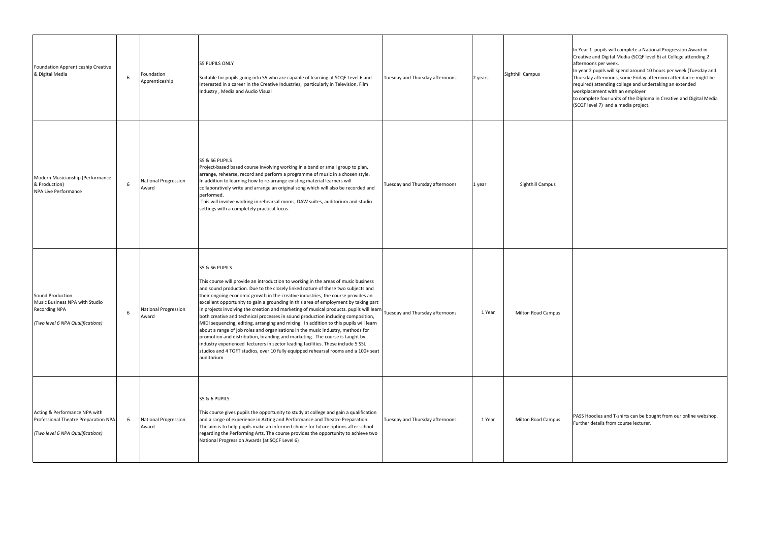| Foundation Apprenticeship Creative & Digital Media | 6 | Foundation Apprenticeship | S5 PUPILS ONLY<br><br>Suitable for pupils going into S5 who are capable of learning at SCQF Level 6 and interested in a career in the Creative Industries, particularly in Television, Film Industry , Media and Audio Visual | Tuesday and Thursday afternoons | 2 years | Sighthill Campus | In Year 1 pupils will complete a National Progression Award in Creative and Digital Media (SCQF level 6) at College attending 2 afternoons per week.<br>In year 2 pupils will spend around 10 hours per week (Tuesday and Thursday afternoons, some Friday afternoon attendance might be required) attending college and undertaking an extended workplacement with an employer<br>to complete four units of the Diploma in Creative and Digital Media (SCQF level 7) and a media project. |
|---|---|---|---|---|---|---|---|
| Modern Musicianship (Performance & Production)<br>NPA Live Performance | 6 | National Progression Award | S5 & S6 PUPILS<br>Project-based based course involving working in a band or small group to plan, arrange, rehearse, record and perform a programme of music in a chosen style.<br>In addition to learning how to re-arrange existing material learners will collaboratively write and arrange an original song which will also be recorded and performed.<br>This will involve working in rehearsal rooms, DAW suites, auditorium and studio settings with a completely practical focus. | Tuesday and Thursday afternoons | 1 year | Sighthill Campus | |
| Sound Production<br>Music Business NPA with Studio Recording NPA<br><br>*(Two level 6 NPA Qualifications)* | 6 | National Progression Award | S5 & S6 PUPILS<br><br>This course will provide an introduction to working in the areas of music business and sound production. Due to the closely linked nature of these two subjects and their ongoing economic growth in the creative industries, the course provides an excellent opportunity to gain a grounding in this area of employment by taking part in projects involving the creation and marketing of musical products. pupils will learn both creative and technical processes in sound production including composition, MIDI sequencing, editing, arranging and mixing. In addition to this pupils will learn about a range of job roles and organisations in the music industry, methods for promotion and distribution, branding and marketing. The course is taught by industry experienced lecturers in sector leading facilities. These include 5 SSL studios and 4 TOFT studios, over 10 fully equipped rehearsal rooms and a 100+ seat auditorium. | Tuesday and Thursday afternoons | 1 Year | Milton Road Campus | |
| Acting & Performance NPA with Professional Theatre Preparation NPA<br><br>*(Two level 6 NPA Qualifications)* | 6 | National Progression Award | S5 & 6 PUPILS<br><br>This course gives pupils the opportunity to study at college and gain a qualification and a range of experience in Acting and Performance and Theatre Preparation. The aim is to help pupils make an informed choice for future options after school regarding the Performing Arts. The course provides the opportunity to achieve two National Progression Awards (at SQCF Level 6) | Tuesday and Thursday afternoons | 1 Year | Milton Road Campus | PASS Hoodies and T-shirts can be bought from our online webshop. Further details from course lecturer. |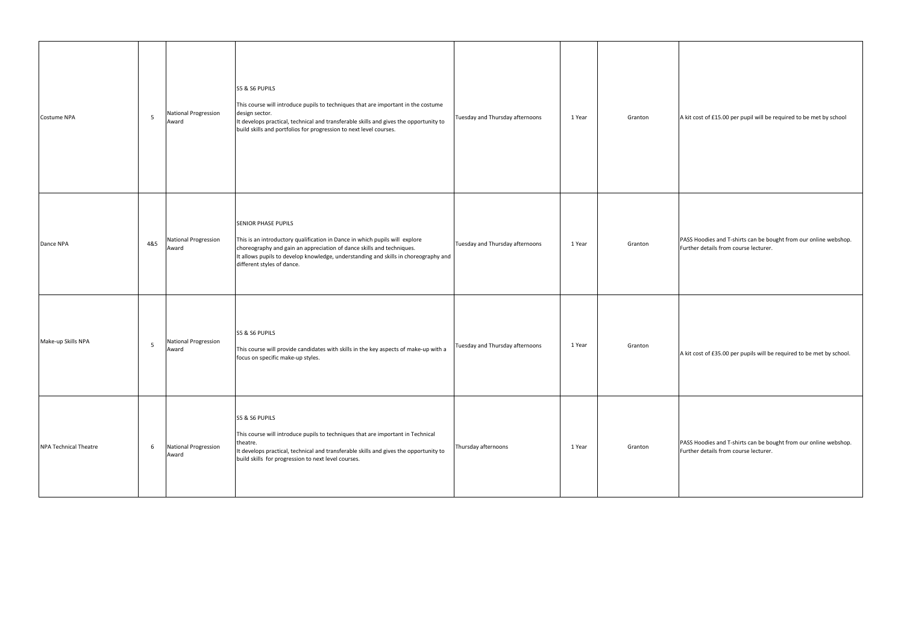| Costume NPA | 5 | National Progression Award | S5 & S6 PUPILS<br><br>This course will introduce pupils to techniques that are important in the costume design sector.<br>It develops practical, technical and transferable skills and gives the opportunity to build skills and portfolios for progression to next level courses. | Tuesday and Thursday afternoons | 1 Year | Granton | A kit cost of £15.00 per pupil will be required to be met by school |
|---|---|---|---|---|---|---|---|
| Dance NPA | 4&5 | National Progression Award | SENIOR PHASE PUPILS<br><br>This is an introductory qualification in Dance in which pupils will explore choreography and gain an appreciation of dance skills and techniques.<br>It allows pupils to develop knowledge, understanding and skills in choreography and different styles of dance. | Tuesday and Thursday afternoons | 1 Year | Granton | PASS Hoodies and T-shirts can be bought from our online webshop. Further details from course lecturer. |
| Make-up Skills NPA | 5 | National Progression Award | S5 & S6 PUPILS<br><br>This course will provide candidates with skills in the key aspects of make-up with a focus on specific make-up styles. | Tuesday and Thursday afternoons | 1 Year | Granton | A kit cost of £35.00 per pupils will be required to be met by school. |
| NPA Technical Theatre | 6 | National Progression Award | S5 & S6 PUPILS<br><br>This course will introduce pupils to techniques that are important in Technical theatre.<br>It develops practical, technical and transferable skills and gives the opportunity to build skills for progression to next level courses. | Thursday afternoons | 1 Year | Granton | PASS Hoodies and T-shirts can be bought from our online webshop. Further details from course lecturer. |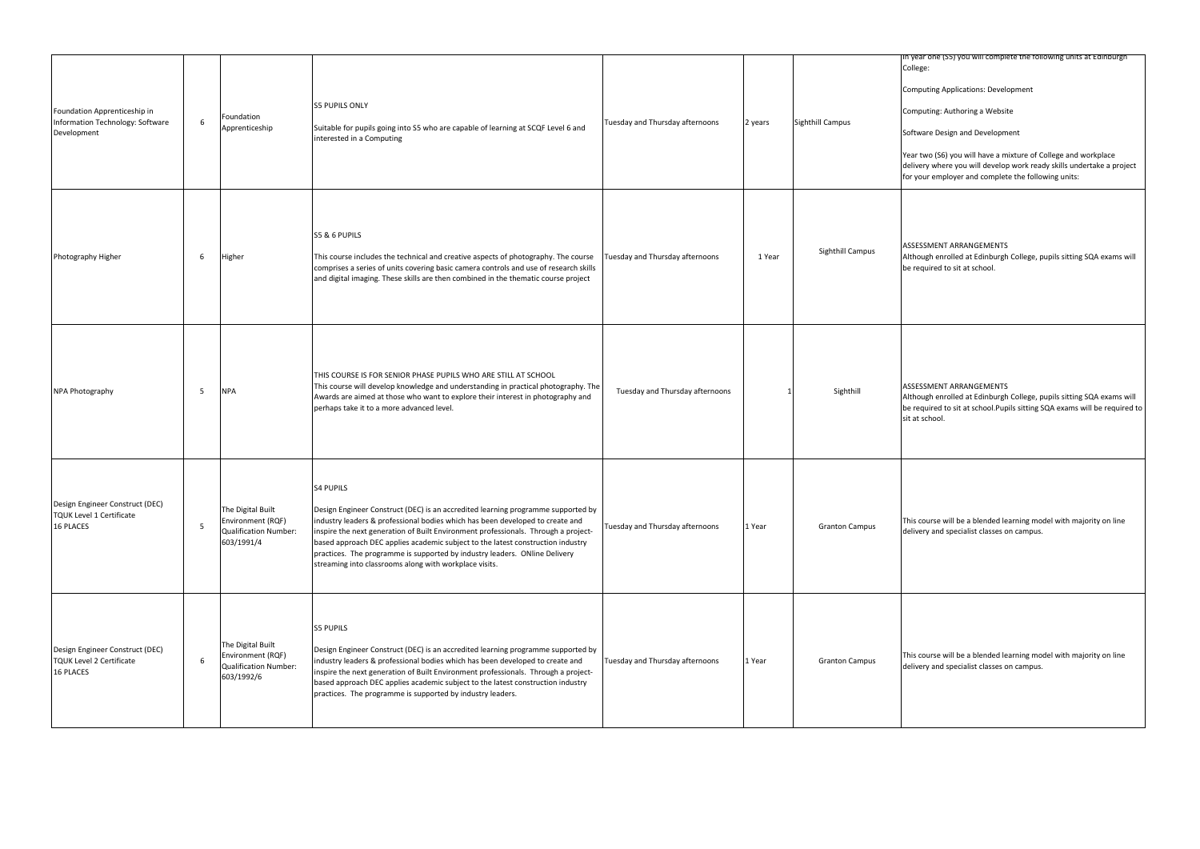| | | | | | | | |
|---|---|---|---|---|---|---|---|
| Foundation Apprenticeship in Information Technology: Software Development | 6 | Foundation Apprenticeship | S5 PUPILS ONLY<br><br>Suitable for pupils going into S5 who are capable of learning at SCQF Level 6 and interested in a Computing | Tuesday and Thursday afternoons | 2 years | Sighthill Campus | In year one (S5) you will complete the following units at Edinburgh College:<br><br>Computing Applications: Development<br><br>Computing: Authoring a Website<br><br>Software Design and Development<br><br>Year two (S6) you will have a mixture of College and workplace delivery where you will develop work ready skills undertake a project for your employer and complete the following units: |
| Photography Higher | 6 | Higher | S5 & 6 PUPILS<br><br>This course includes the technical and creative aspects of photography. The course comprises a series of units covering basic camera controls and use of research skills and digital imaging. These skills are then combined in the thematic course project | Tuesday and Thursday afternoons | 1 Year | Sighthill Campus | ASSESSMENT ARRANGEMENTS<br>Although enrolled at Edinburgh College, pupils sitting SQA exams will be required to sit at school. |
| NPA Photography | 5 | NPA | THIS COURSE IS FOR SENIOR PHASE PUPILS WHO ARE STILL AT SCHOOL<br>This course will develop knowledge and understanding in practical photography. The Awards are aimed at those who want to explore their interest in photography and perhaps take it to a more advanced level. | Tuesday and Thursday afternoons | 1 | Sighthill | ASSESSMENT ARRANGEMENTS<br>Although enrolled at Edinburgh College, pupils sitting SQA exams will be required to sit at school.Pupils sitting SQA exams will be required to sit at school. |
| Design Engineer Construct (DEC) TQUK Level 1 Certificate<br>16 PLACES | 5 | The Digital Built Environment (RQF) Qualification Number: 603/1991/4 | S4 PUPILS<br><br>Design Engineer Construct (DEC) is an accredited learning programme supported by industry leaders & professional bodies which has been developed to create and inspire the next generation of Built Environment professionals. Through a project-based approach DEC applies academic subject to the latest construction industry practices. The programme is supported by industry leaders. ONline Delivery streaming into classrooms along with workplace visits. | Tuesday and Thursday afternoons | 1 Year | Granton Campus | This course will be a blended learning model with majority on line delivery and specialist classes on campus. |
| Design Engineer Construct (DEC) TQUK Level 2 Certificate<br>16 PLACES | 6 | The Digital Built Environment (RQF) Qualification Number: 603/1992/6 | S5 PUPILS<br><br>Design Engineer Construct (DEC) is an accredited learning programme supported by industry leaders & professional bodies which has been developed to create and inspire the next generation of Built Environment professionals. Through a project-based approach DEC applies academic subject to the latest construction industry practices. The programme is supported by industry leaders. | Tuesday and Thursday afternoons | 1 Year | Granton Campus | This course will be a blended learning model with majority on line delivery and specialist classes on campus. |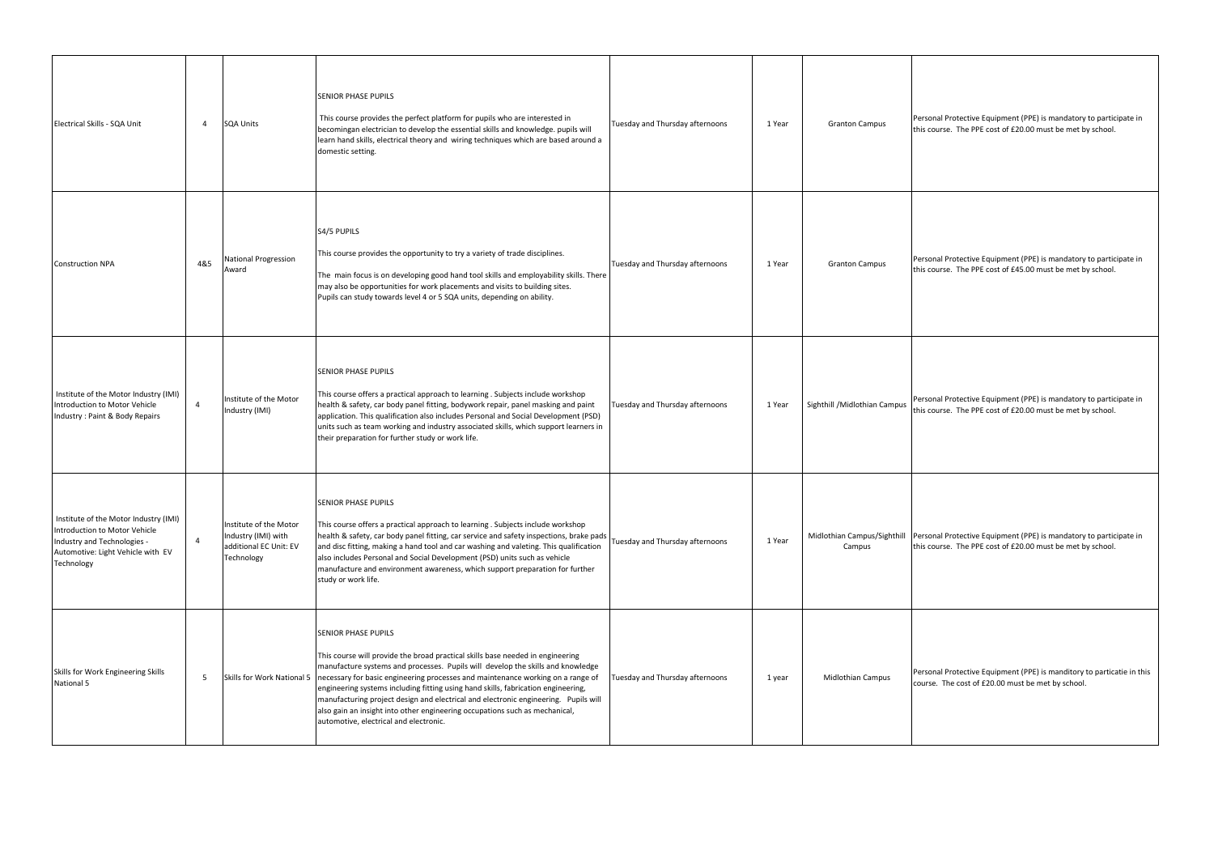| Electrical Skills - SQA Unit | 4 | SQA Units | SENIOR PHASE PUPILS<br><br>This course provides the perfect platform for pupils who are interested in becomingan electrician to develop the essential skills and knowledge. pupils will learn hand skills, electrical theory and wiring techniques which are based around a domestic setting. | Tuesday and Thursday afternoons | 1 Year | Granton Campus | Personal Protective Equipment (PPE) is mandatory to participate in this course. The PPE cost of £20.00 must be met by school. |
|---|---|---|---|---|---|---|---|
| Construction NPA | 4&5 | National Progression Award | S4/5 PUPILS<br><br>This course provides the opportunity to try a variety of trade disciplines.<br><br>The main focus is on developing good hand tool skills and employability skills. There may also be opportunities for work placements and visits to building sites. Pupils can study towards level 4 or 5 SQA units, depending on ability. | Tuesday and Thursday afternoons | 1 Year | Granton Campus | Personal Protective Equipment (PPE) is mandatory to participate in this course. The PPE cost of £45.00 must be met by school. |
| Institute of the Motor Industry (IMI) Introduction to Motor Vehicle Industry : Paint & Body Repairs | 4 | Institute of the Motor Industry (IMI) | SENIOR PHASE PUPILS<br><br>This course offers a practical approach to learning . Subjects include workshop health & safety, car body panel fitting, bodywork repair, panel masking and paint application. This qualification also includes Personal and Social Development (PSD) units such as team working and industry associated skills, which support learners in their preparation for further study or work life. | Tuesday and Thursday afternoons | 1 Year | Sighthill /Midlothian Campus | Personal Protective Equipment (PPE) is mandatory to participate in this course. The PPE cost of £20.00 must be met by school. |
| Institute of the Motor Industry (IMI) Introduction to Motor Vehicle Industry and Technologies - Automotive: Light Vehicle with EV Technology | 4 | Institute of the Motor Industry (IMI) with additional EC Unit: EV Technology | SENIOR PHASE PUPILS<br><br>This course offers a practical approach to learning . Subjects include workshop health & safety, car body panel fitting, car service and safety inspections, brake pads and disc fitting, making a hand tool and car washing and valeting. This qualification also includes Personal and Social Development (PSD) units such as vehicle manufacture and environment awareness, which support preparation for further study or work life. | Tuesday and Thursday afternoons | 1 Year | Midlothian Campus/Sighthill Campus | Personal Protective Equipment (PPE) is mandatory to participate in this course. The PPE cost of £20.00 must be met by school. |
| Skills for Work Engineering Skills National 5 | 5 | Skills for Work National 5 | SENIOR PHASE PUPILS<br><br>This course will provide the broad practical skills base needed in engineering manufacture systems and processes. Pupils will develop the skills and knowledge necessary for basic engineering processes and maintenance working on a range of engineering systems including fitting using hand skills, fabrication engineering, manufacturing project design and electrical and electronic engineering. Pupils will also gain an insight into other engineering occupations such as mechanical, automotive, electrical and electronic. | Tuesday and Thursday afternoons | 1 year | Midlothian Campus | Personal Protective Equipment (PPE) is manditory to particatie in this course. The cost of £20.00 must be met by school. |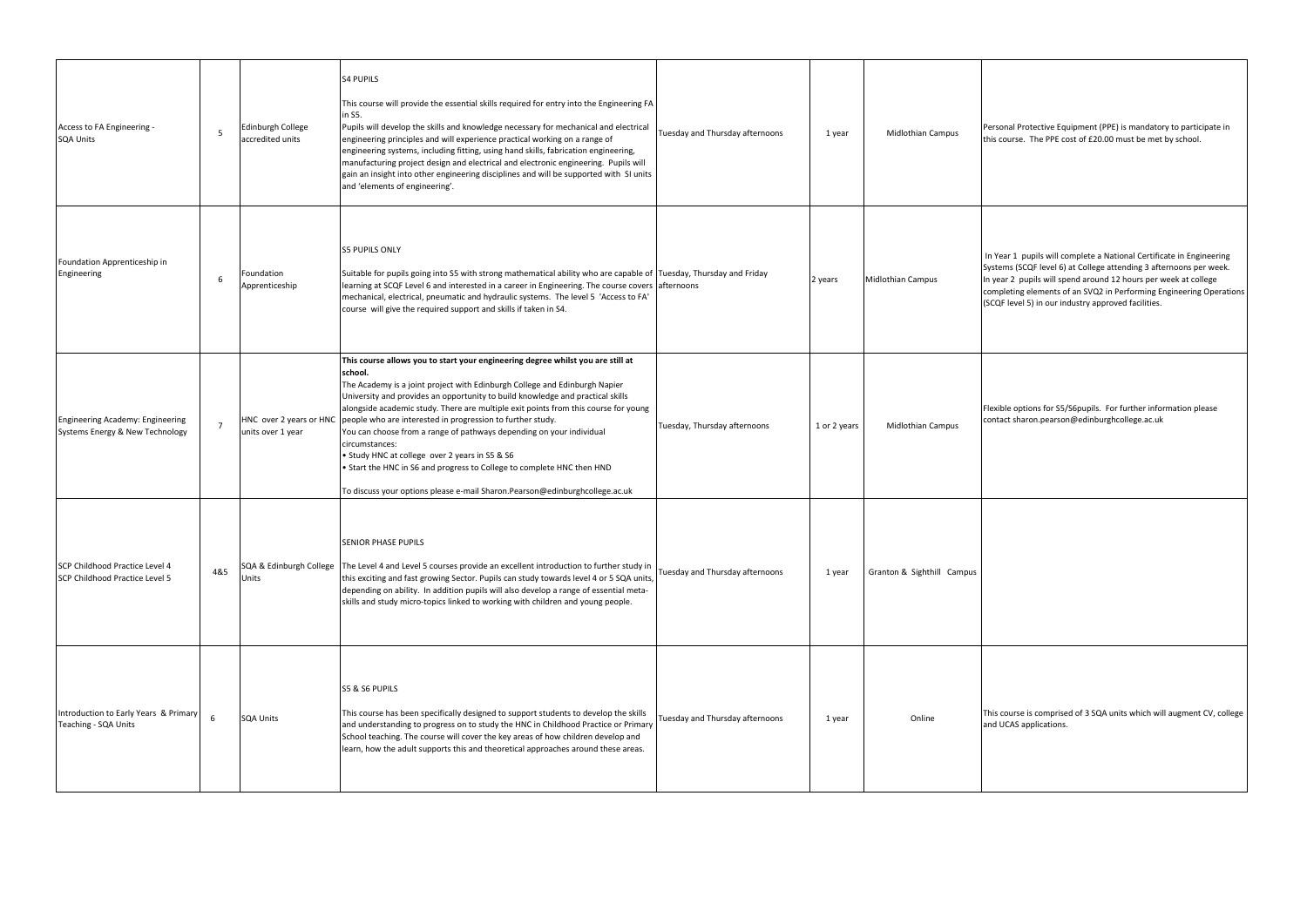| | | | | | | | |
|---|---|---|---|---|---|---|---|
| Access to FA Engineering - SQA Units | 5 | Edinburgh College accredited units | S4 PUPILS<br><br>This course will provide the essential skills required for entry into the Engineering FA in S5.<br>Pupils will develop the skills and knowledge necessary for mechanical and electrical engineering principles and will experience practical working on a range of engineering systems, including fitting, using hand skills, fabrication engineering, manufacturing project design and electrical and electronic engineering. Pupils will gain an insight into other engineering disciplines and will be supported with SI units and 'elements of engineering'. | Tuesday and Thursday afternoons | 1 year | Midlothian Campus | Personal Protective Equipment (PPE) is mandatory to participate in this course. The PPE cost of £20.00 must be met by school. |
| Foundation Apprenticeship in Engineering | 6 | Foundation Apprenticeship | S5 PUPILS ONLY<br><br>Suitable for pupils going into S5 with strong mathematical ability who are capable of learning at SCQF Level 6 and interested in a career in Engineering. The course covers mechanical, electrical, pneumatic and hydraulic systems. The level 5 'Access to FA' course will give the required support and skills if taken in S4. | Tuesday, Thursday and Friday afternoons | 2 years | Midlothian Campus | In Year 1 pupils will complete a National Certificate in Engineering Systems (SCQF level 6) at College attending 3 afternoons per week. In year 2 pupils will spend around 12 hours per week at college completing elements of an SVQ2 in Performing Engineering Operations (SCQF level 5) in our industry approved facilities. |
| Engineering Academy: Engineering Systems Energy & New Technology | 7 | HNC over 2 years or HNC units over 1 year | **This course allows you to start your engineering degree whilst you are still at school.**<br>The Academy is a joint project with Edinburgh College and Edinburgh Napier University and provides an opportunity to build knowledge and practical skills alongside academic study. There are multiple exit points from this course for young people who are interested in progression to further study.<br>You can choose from a range of pathways depending on your individual circumstances:<br>• Study HNC at college over 2 years in S5 & S6<br>• Start the HNC in S6 and progress to College to complete HNC then HND<br><br>To discuss your options please e-mail Sharon.Pearson@edinburghcollege.ac.uk | Tuesday, Thursday afternoons | 1 or 2 years | Midlothian Campus | Flexible options for S5/S6pupils. For further information please contact sharon.pearson@edinburghcollege.ac.uk |
| SCP Childhood Practice Level 4<br>SCP Childhood Practice Level 5 | 4&5 | SQA & Edinburgh College Units | SENIOR PHASE PUPILS<br><br>The Level 4 and Level 5 courses provide an excellent introduction to further study in this exciting and fast growing Sector. Pupils can study towards level 4 or 5 SQA units, depending on ability. In addition pupils will also develop a range of essential meta-skills and study micro-topics linked to working with children and young people. | Tuesday and Thursday afternoons | 1 year | Granton & Sighthill Campus | |
| Introduction to Early Years & Primary Teaching - SQA Units | 6 | SQA Units | S5 & S6 PUPILS<br><br>This course has been specifically designed to support students to develop the skills and understanding to progress on to study the HNC in Childhood Practice or Primary School teaching. The course will cover the key areas of how children develop and learn, how the adult supports this and theoretical approaches around these areas. | Tuesday and Thursday afternoons | 1 year | Online | This course is comprised of 3 SQA units which will augment CV, college and UCAS applications. |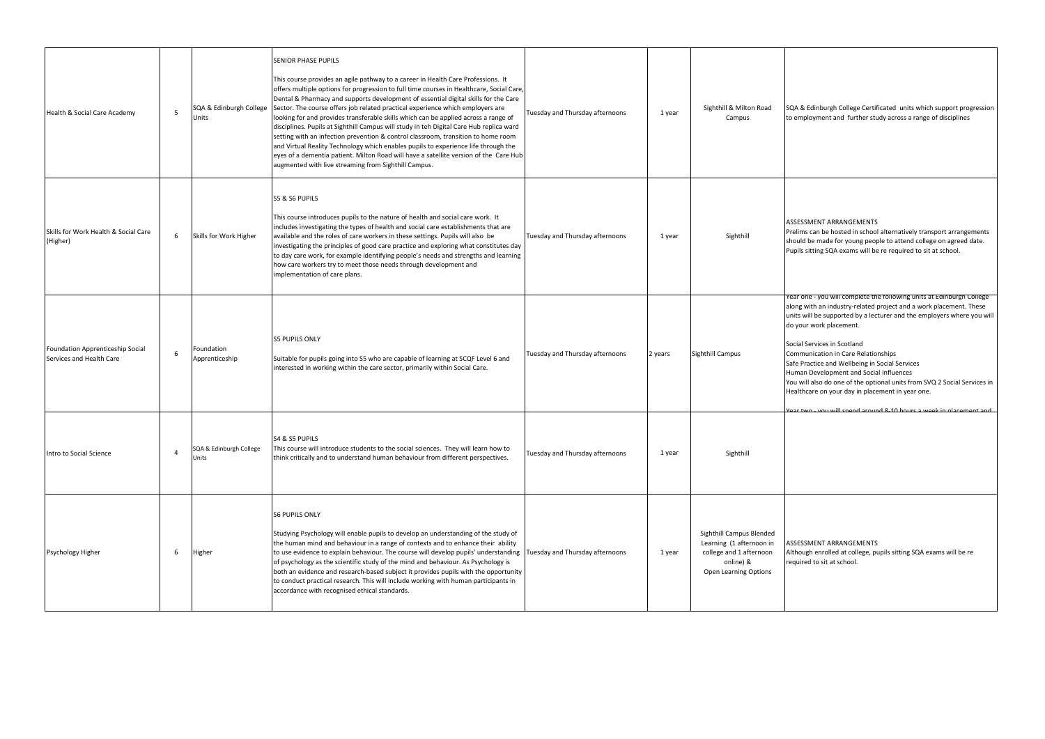| | | | | | | | |
|---|---|---|---|---|---|---|---|
| Health & Social Care Academy | 5 | SQA & Edinburgh College Units | SENIOR PHASE PUPILS<br><br>This course provides an agile pathway to a career in Health Care Professions. It offers multiple options for progression to full time courses in Healthcare, Social Care, Dental & Pharmacy and supports development of essential digital skills for the Care Sector. The course offers job related practical experience which employers are looking for and provides transferable skills which can be applied across a range of disciplines. Pupils at Sighthill Campus will study in teh Digital Care Hub replica ward setting with an infection prevention & control classroom, transition to home room and Virtual Reality Technology which enables pupils to experience life through the eyes of a dementia patient. Milton Road will have a satellite version of the Care Hub augmented with live streaming from Sighthill Campus. | Tuesday and Thursday afternoons | 1 year | Sighthill & Milton Road Campus | SQA & Edinburgh College Certificated units which support progression to employment and further study across a range of disciplines |
| Skills for Work Health & Social Care (Higher) | 6 | Skills for Work Higher | S5 & S6 PUPILS<br><br>This course introduces pupils to the nature of health and social care work. It includes investigating the types of health and social care establishments that are available and the roles of care workers in these settings. Pupils will also be investigating the principles of good care practice and exploring what constitutes day to day care work, for example identifying people's needs and strengths and learning how care workers try to meet those needs through development and implementation of care plans. | Tuesday and Thursday afternoons | 1 year | Sighthill | ASSESSMENT ARRANGEMENTS<br>Prelims can be hosted in school alternatively transport arrangements should be made for young people to attend college on agreed date. Pupils sitting SQA exams will be re required to sit at school. |
| Foundation Apprenticeship Social Services and Health Care | 6 | Foundation Apprenticeship | S5 PUPILS ONLY<br><br>Suitable for pupils going into S5 who are capable of learning at SCQF Level 6 and interested in working within the care sector, primarily within Social Care. | Tuesday and Thursday afternoons | 2 years | Sighthill Campus | Year one - you will complete the following units at Edinburgh College along with an industry-related project and a work placement. These units will be supported by a lecturer and the employers where you will do your work placement.<br><br>Social Services in Scotland<br>Communication in Care Relationships<br>Safe Practice and Wellbeing in Social Services<br>Human Development and Social Influences<br>You will also do one of the optional units from SVQ 2 Social Services in Healthcare on your day in placement in year one.<br><br>Year two - you will spend around 8-10 hours a week in placement and |
| Intro to Social Science | 4 | SQA & Edinburgh College Units | S4 & S5 PUPILS<br>This course will introduce students to the social sciences. They will learn how to think critically and to understand human behaviour from different perspectives. | Tuesday and Thursday afternoons | 1 year | Sighthill | |
| Psychology Higher | 6 | Higher | S6 PUPILS ONLY<br><br>Studying Psychology will enable pupils to develop an understanding of the study of the human mind and behaviour in a range of contexts and to enhance their ability to use evidence to explain behaviour. The course will develop pupils' understanding of psychology as the scientific study of the mind and behaviour. As Psychology is both an evidence and research-based subject it provides pupils with the opportunity to conduct practical research. This will include working with human participants in accordance with recognised ethical standards. | Tuesday and Thursday afternoons | 1 year | Sighthill Campus Blended Learning (1 afternoon in college and 1 afternoon online) & Open Learning Options | ASSESSMENT ARRANGEMENTS<br>Although enrolled at college, pupils sitting SQA exams will be re required to sit at school. |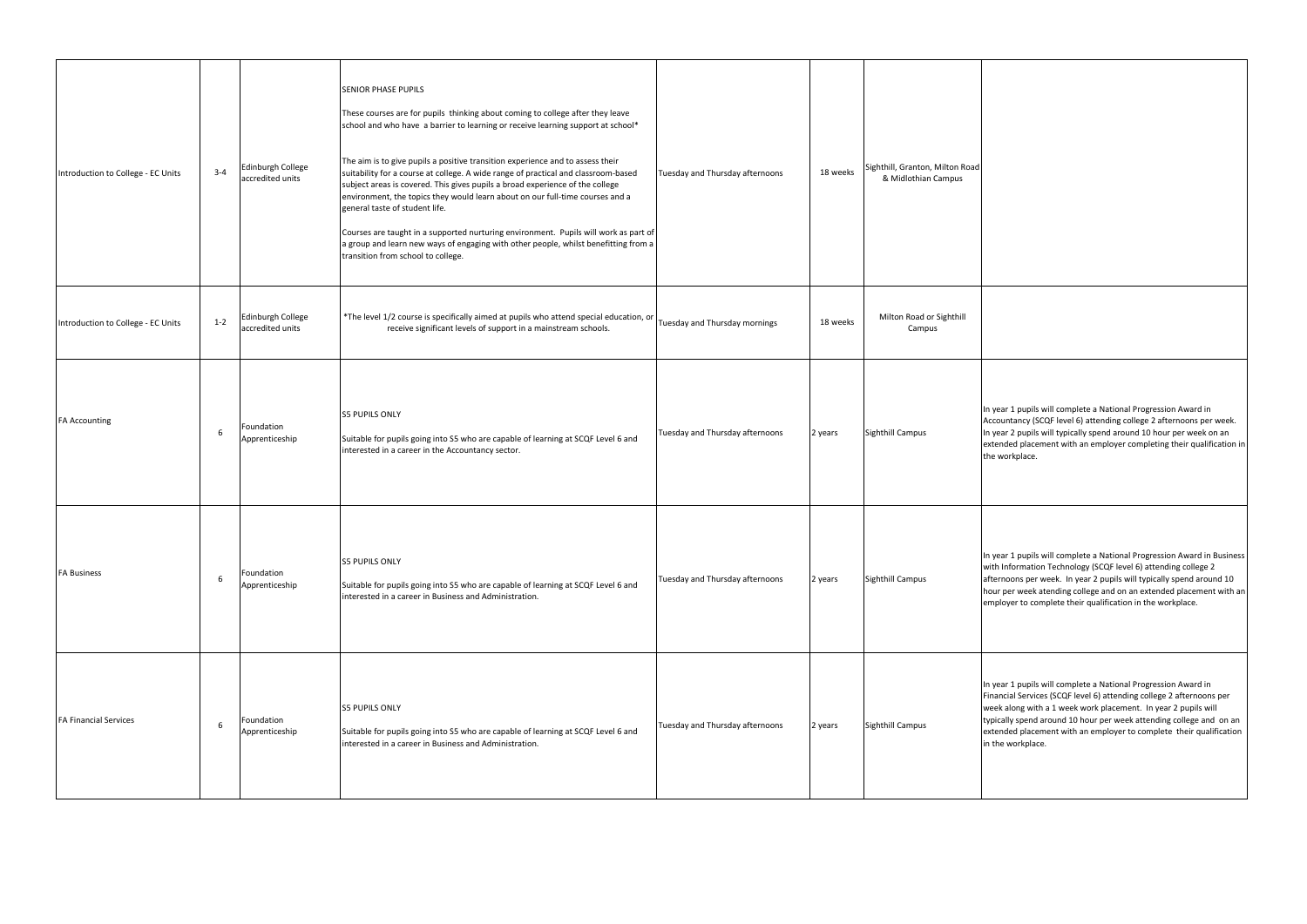| | | | | | | | |
|---|---|---|---|---|---|---|---|
| Introduction to College - EC Units | 3-4 | Edinburgh College accredited units | SENIOR PHASE PUPILS<br><br>These courses are for pupils thinking about coming to college after they leave school and who have a barrier to learning or receive learning support at school*<br><br>The aim is to give pupils a positive transition experience and to assess their suitability for a course at college. A wide range of practical and classroom-based subject areas is covered. This gives pupils a broad experience of the college environment, the topics they would learn about on our full-time courses and a general taste of student life.<br><br>Courses are taught in a supported nurturing environment. Pupils will work as part of a group and learn new ways of engaging with other people, whilst benefitting from a transition from school to college. | Tuesday and Thursday afternoons | 18 weeks | Sighthill, Granton, Milton Road & Midlothian Campus | |
| Introduction to College - EC Units | 1-2 | Edinburgh College accredited units | *The level 1/2 course is specifically aimed at pupils who attend special education, or receive significant levels of support in a mainstream schools. | Tuesday and Thursday mornings | 18 weeks | Milton Road or Sighthill Campus | |
| FA Accounting | 6 | Foundation Apprenticeship | S5 PUPILS ONLY<br><br>Suitable for pupils going into S5 who are capable of learning at SCQF Level 6 and interested in a career in the Accountancy sector. | Tuesday and Thursday afternoons | 2 years | Sighthill Campus | In year 1 pupils will complete a National Progression Award in Accountancy (SCQF level 6) attending college 2 afternoons per week. In year 2 pupils will typically spend around 10 hour per week on an extended placement with an employer completing their qualification in the workplace. |
| FA Business | 6 | Foundation Apprenticeship | S5 PUPILS ONLY<br><br>Suitable for pupils going into S5 who are capable of learning at SCQF Level 6 and interested in a career in Business and Administration. | Tuesday and Thursday afternoons | 2 years | Sighthill Campus | In year 1 pupils will complete a National Progression Award in Business with Information Technology (SCQF level 6) attending college 2 afternoons per week. In year 2 pupils will typically spend around 10 hour per week atending college and on an extended placement with an employer to complete their qualification in the workplace. |
| FA Financial Services | 6 | Foundation Apprenticeship | S5 PUPILS ONLY<br><br>Suitable for pupils going into S5 who are capable of learning at SCQF Level 6 and interested in a career in Business and Administration. | Tuesday and Thursday afternoons | 2 years | Sighthill Campus | In year 1 pupils will complete a National Progression Award in Financial Services (SCQF level 6) attending college 2 afternoons per week along with a 1 week work placement. In year 2 pupils will typically spend around 10 hour per week attending college and on an extended placement with an employer to complete their qualification in the workplace. |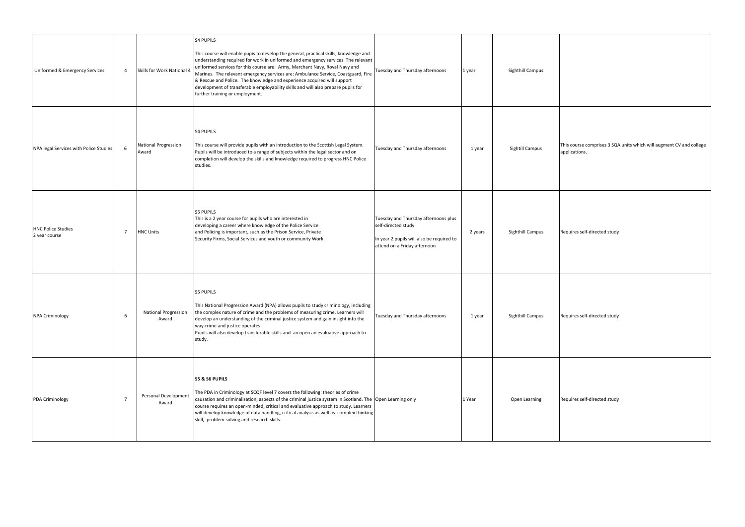| Uniformed & Emergency Services | 4 | Skills for Work National 4 | S4 PUPILS<br><br>This course will enable pupis to develop the general, practical skills, knowledge and understanding required for work in uniformed and emergency services. The relevant uniformed services for this course are: Army, Merchant Navy, Royal Navy and Marines. The relevant emergency services are: Ambulance Service, Coastguard, Fire & Rescue and Police. The knowledge and experience acquired will support development of transferable employability skills and will also prepare pupils for further training or employment. | Tuesday and Thursday afternoons | 1 year | Sighthill Campus | |
|---|---|---|---|---|---|---|---|
| NPA legal Services with Police Studies | 6 | National Progression Award | S4 PUPILS<br><br>This course will provide pupils with an introduction to the Scottish Legal System. Pupils will be introduced to a range of subjects within the legal sector and on completion will develop the skills and knowledge required to progress HNC Police studies. | Tuesday and Thursday afternoons | 1 year | Sightill Campus | This course comprises 3 SQA units which will augment CV and college applications. |
| HNC Police Studies<br>2 year course | 7 | HNC Units | S5 PUPILS<br>This is a 2 year course for pupils who are interested in developing a career where knowledge of the Police Service and Policing is important, such as the Prison Service, Private Security Firms, Social Services and youth or community Work | Tuesday and Thursday afternoons plus self-directed study<br><br>In year 2 pupils will also be required to attend on a Friday afternoon | 2 years | Sighthill Campus | Requires self-directed study |
| NPA Criminology | 6 | National Progression Award | S5 PUPILS<br><br>This National Progression Award (NPA) allows pupils to study criminology, including the complex nature of crime and the problems of measuring crime. Learners will develop an understanding of the criminal justice system and gain insight into the way crime and justice operates<br>Pupils will also develop transferable skills and an open an evaluative approach to study. | Tuesday and Thursday afternoons | 1 year | Sighthill Campus | Requires self-directed study |
| PDA Criminology | 7 | Personal Development Award | **S5 & S6 PUPILS**<br><br>The PDA in Criminology at SCQF level 7 covers the following: theories of crime causation and criminalisation, aspects of the criminal justice system in Scotland. The course requires an open-minded, critical and evaluative approach to study. Learners will develop knowledge of data handling, critical analysis as well as complex thinking skill, problem solving and research skills. | Open Learning only | 1 Year | Open Learning | Requires self-directed study |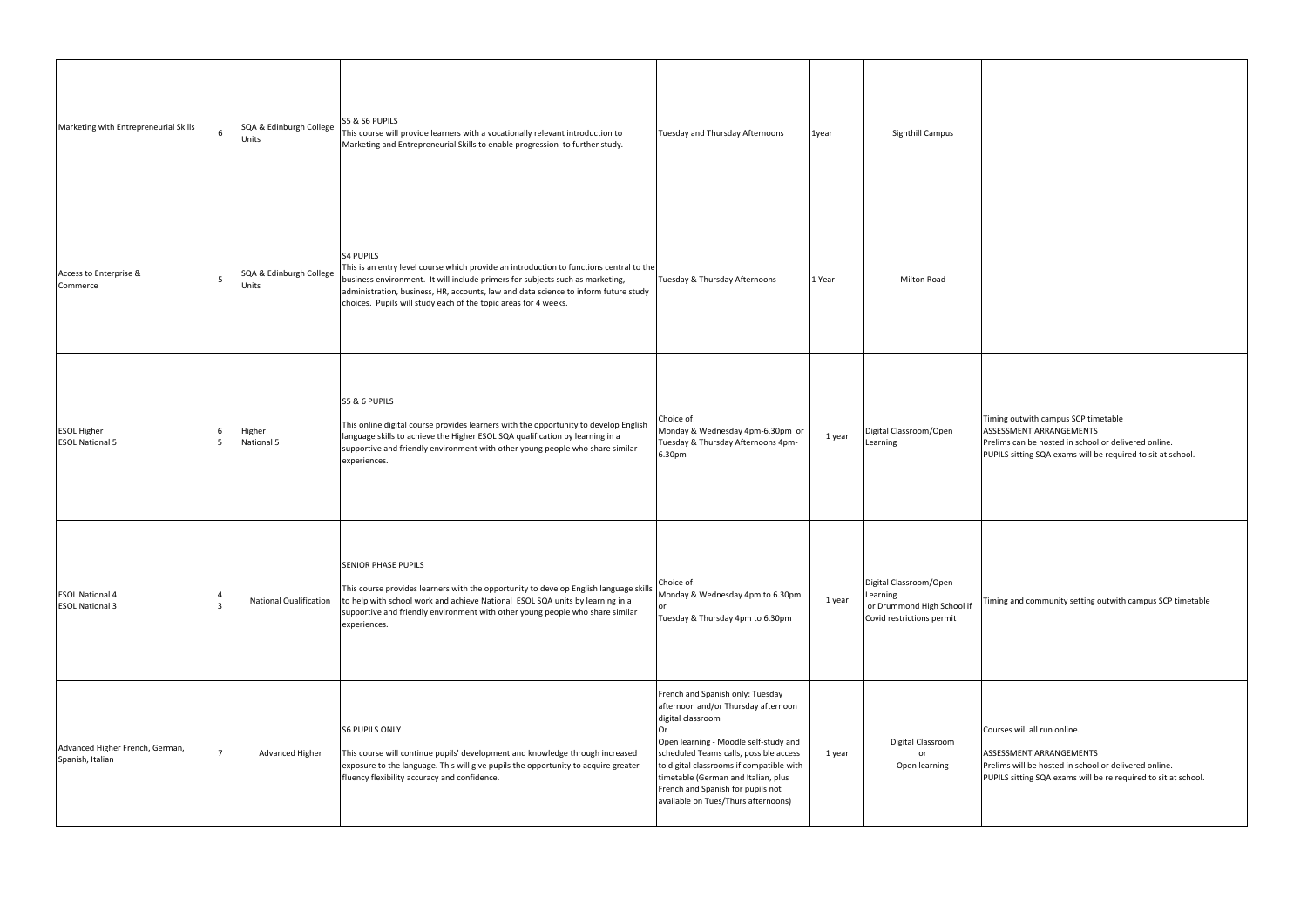| | | | | | | | |
|---|---|---|---|---|---|---|---|
| Marketing with Entrepreneurial Skills | 6 | SQA & Edinburgh College Units | S5 & S6 PUPILS<br>This course will provide learners with a vocationally relevant introduction to Marketing and Entrepreneurial Skills to enable progression to further study. | Tuesday and Thursday Afternoons | 1year | Sighthill Campus | |
| Access to Enterprise & Commerce | 5 | SQA & Edinburgh College Units | S4 PUPILS<br>This is an entry level course which provide an introduction to functions central to the business environment. It will include primers for subjects such as marketing, administration, business, HR, accounts, law and data science to inform future study choices. Pupils will study each of the topic areas for 4 weeks. | Tuesday & Thursday Afternoons | 1 Year | Milton Road | |
| ESOL Higher<br>ESOL National 5 | 6<br>5 | Higher<br>National 5 | S5 & 6 PUPILS<br>This online digital course provides learners with the opportunity to develop English language skills to achieve the Higher ESOL SQA qualification by learning in a supportive and friendly environment with other young people who share similar experiences. | Choice of:<br>Monday & Wednesday 4pm-6.30pm or Tuesday & Thursday Afternoons 4pm-6.30pm | 1 year | Digital Classroom/Open Learning | Timing outwith campus SCP timetable<br>ASSESSMENT ARRANGEMENTS<br>Prelims can be hosted in school or delivered online.<br>PUPILS sitting SQA exams will be required to sit at school. |
| ESOL National 4<br>ESOL National 3 | 4<br>3 | National Qualification | SENIOR PHASE PUPILS<br>This course provides learners with the opportunity to develop English language skills to help with school work and achieve National ESOL SQA units by learning in a supportive and friendly environment with other young people who share similar experiences. | Choice of:<br>Monday & Wednesday 4pm to 6.30pm<br>or<br>Tuesday & Thursday 4pm to 6.30pm | 1 year | Digital Classroom/Open Learning<br>or Drummond High School if Covid restrictions permit | Timing and community setting outwith campus SCP timetable |
| Advanced Higher French, German, Spanish, Italian | 7 | Advanced Higher | S6 PUPILS ONLY<br>This course will continue pupils' development and knowledge through increased exposure to the language. This will give pupils the opportunity to acquire greater fluency flexibility accuracy and confidence. | French and Spanish only: Tuesday afternoon and/or Thursday afternoon digital classroom<br>Or<br>Open learning - Moodle self-study and scheduled Teams calls, possible access to digital classrooms if compatible with timetable (German and Italian, plus French and Spanish for pupils not available on Tues/Thurs afternoons) | 1 year | Digital Classroom<br>or<br>Open learning | Courses will all run online.<br>ASSESSMENT ARRANGEMENTS<br>Prelims will be hosted in school or delivered online.<br>PUPILS sitting SQA exams will be re required to sit at school. |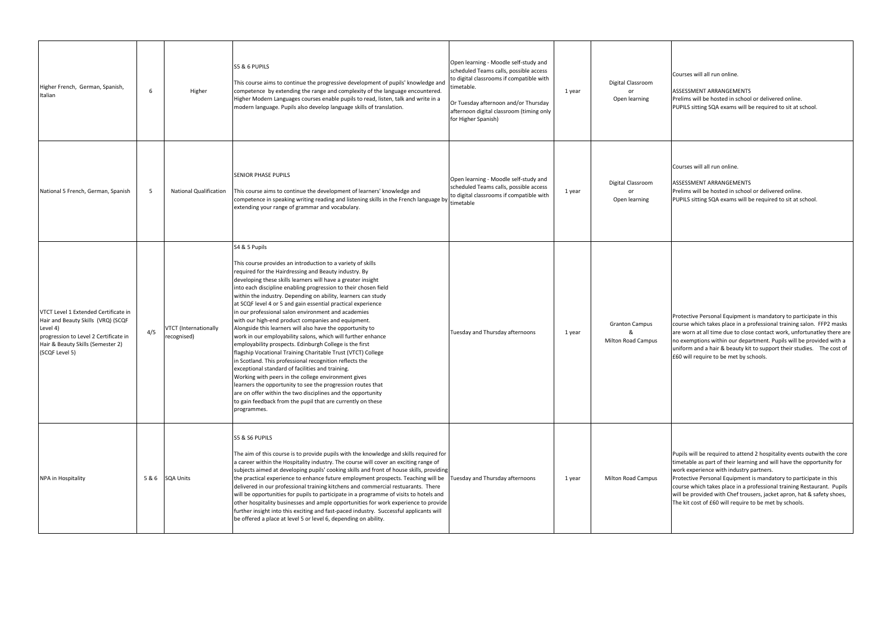| | | | | | | | |
|---|---|---|---|---|---|---|---|
| Higher French, German, Spanish, Italian | 6 | Higher | S5 & 6 PUPILS<br><br>This course aims to continue the progressive development of pupils' knowledge and competence by extending the range and complexity of the language encountered. Higher Modern Languages courses enable pupils to read, listen, talk and write in a modern language. Pupils also develop language skills of translation. | Open learning - Moodle self-study and scheduled Teams calls, possible access to digital classrooms if compatible with timetable.<br><br>Or Tuesday afternoon and/or Thursday afternoon digital classroom (timing only for Higher Spanish) | 1 year | Digital Classroom or Open learning | Courses will all run online.<br><br>ASSESSMENT ARRANGEMENTS<br>Prelims will be hosted in school or delivered online.<br>PUPILS sitting SQA exams will be required to sit at school. |
| National 5 French, German, Spanish | 5 | National Qualification | SENIOR PHASE PUPILS<br><br>This course aims to continue the development of learners' knowledge and competence in speaking writing reading and listening skills in the French language by extending your range of grammar and vocabulary. | Open learning - Moodle self-study and scheduled Teams calls, possible access to digital classrooms if compatible with timetable | 1 year | Digital Classroom or Open learning | Courses will all run online.<br><br>ASSESSMENT ARRANGEMENTS<br>Prelims will be hosted in school or delivered online.<br>PUPILS sitting SQA exams will be required to sit at school. |
| VTCT Level 1 Extended Certificate in Hair and Beauty Skills (VRQ) (SCQF Level 4) progression to Level 2 Certificate in Hair & Beauty Skills (Semester 2) (SCQF Level 5) | 4/5 | VTCT (Internationally recognised) | S4 & 5 Pupils<br><br>This course provides an introduction to a variety of skills required for the Hairdressing and Beauty industry. By developing these skills learners will have a greater insight into each discipline enabling progression to their chosen field within the industry. Depending on ability, learners can study at SCQF level 4 or 5 and gain essential practical experience in our professional salon environment and academies with our high-end product companies and equipment. Alongside this learners will also have the opportunity to work in our employability salons, which will further enhance employability prospects. Edinburgh College is the first flagship Vocational Training Charitable Trust (VTCT) College in Scotland. This professional recognition reflects the exceptional standard of facilities and training. Working with peers in the college environment gives learners the opportunity to see the progression routes that are on offer within the two disciplines and the opportunity to gain feedback from the pupil that are currently on these programmes. | Tuesday and Thursday afternoons | 1 year | Granton Campus & Milton Road Campus | Protective Personal Equipment is mandatory to participate in this course which takes place in a professional training salon. FFP2 masks are worn at all time due to close contact work, unfortunatley there are no exemptions within our department. Pupils will be provided with a uniform and a hair & beauty kit to support their studies. The cost of £60 will require to be met by schools. |
| NPA in Hospitality | 5 & 6 | SQA Units | S5 & S6 PUPILS<br><br>The aim of this course is to provide pupils with the knowledge and skills required for a career within the Hospitality industry. The course will cover an exciting range of subjects aimed at developing pupils' cooking skills and front of house skills, providing the practical experience to enhance future employment prospects. Teaching will be delivered in our professional training kitchens and commercial restuarants. There will be opportunities for pupils to participate in a programme of visits to hotels and other hospitality businesses and ample opportunities for work experience to provide further insight into this exciting and fast-paced industry. Successful applicants will be offered a place at level 5 or level 6, depending on ability. | Tuesday and Thursday afternoons | 1 year | Milton Road Campus | Pupils will be required to attend 2 hospitality events outwith the core timetable as part of their learning and will have the opportunity for work experience with industry partners.<br>Protective Personal Equipment is mandatory to participate in this course which takes place in a professional training Restaurant. Pupils will be provided with Chef trousers, jacket apron, hat & safety shoes, The kit cost of £60 will require to be met by schools. |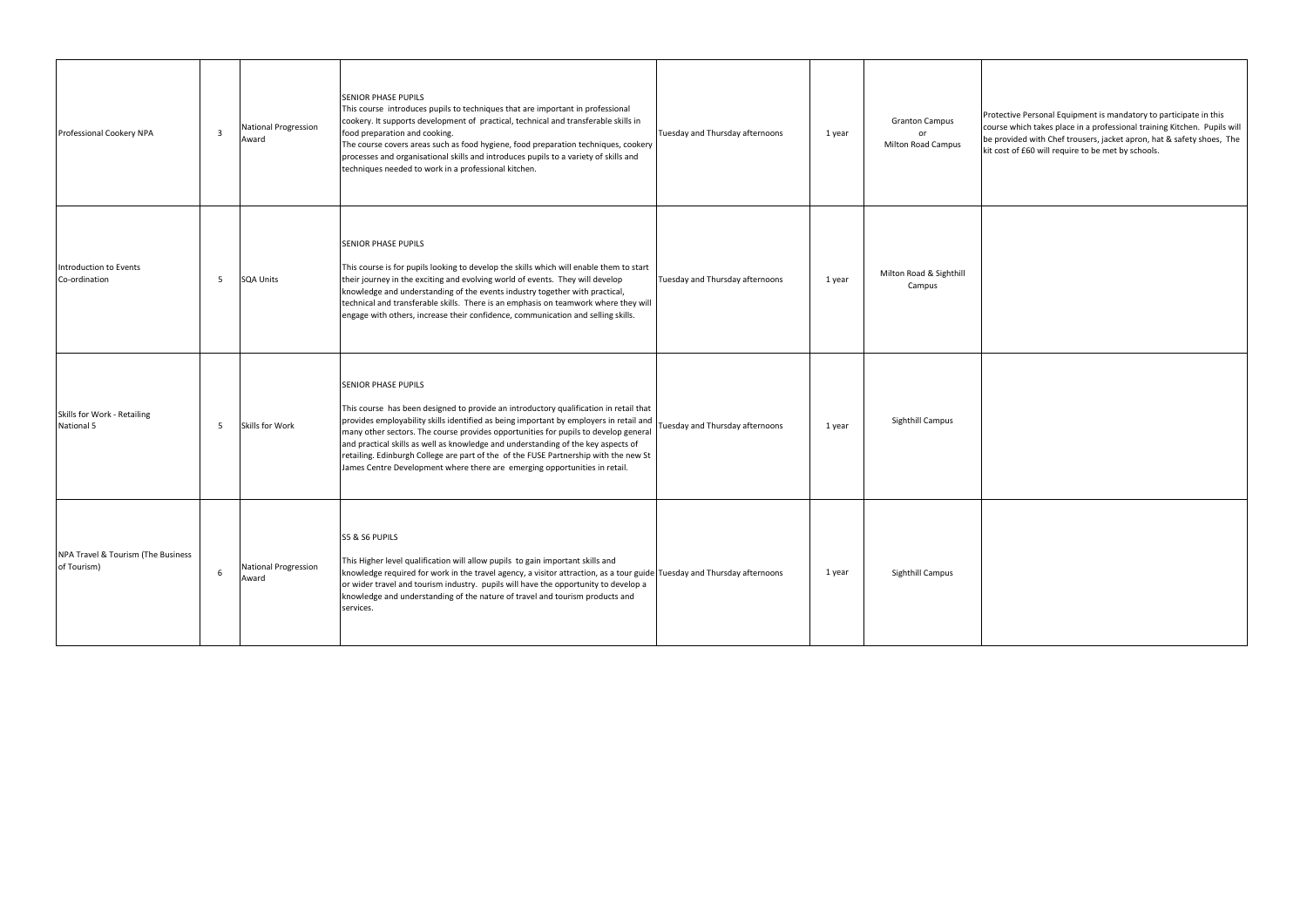| | | | | | | | |
|---|---|---|---|---|---|---|---|
| Professional Cookery NPA | 3 | National Progression Award | SENIOR PHASE PUPILS<br>This course introduces pupils to techniques that are important in professional cookery. It supports development of practical, technical and transferable skills in food preparation and cooking.<br>The course covers areas such as food hygiene, food preparation techniques, cookery processes and organisational skills and introduces pupils to a variety of skills and techniques needed to work in a professional kitchen. | Tuesday and Thursday afternoons | 1 year | Granton Campus or Milton Road Campus | Protective Personal Equipment is mandatory to participate in this course which takes place in a professional training Kitchen. Pupils will be provided with Chef trousers, jacket apron, hat & safety shoes, The kit cost of £60 will require to be met by schools. |
| Introduction to Events Co-ordination | 5 | SQA Units | SENIOR PHASE PUPILS<br>This course is for pupils looking to develop the skills which will enable them to start their journey in the exciting and evolving world of events. They will develop knowledge and understanding of the events industry together with practical, technical and transferable skills. There is an emphasis on teamwork where they will engage with others, increase their confidence, communication and selling skills. | Tuesday and Thursday afternoons | 1 year | Milton Road & Sighthill Campus | |
| Skills for Work - Retailing National 5 | 5 | Skills for Work | SENIOR PHASE PUPILS<br>This course has been designed to provide an introductory qualification in retail that provides employability skills identified as being important by employers in retail and many other sectors. The course provides opportunities for pupils to develop general and practical skills as well as knowledge and understanding of the key aspects of retailing. Edinburgh College are part of the of the FUSE Partnership with the new St James Centre Development where there are emerging opportunities in retail. | Tuesday and Thursday afternoons | 1 year | Sighthill Campus | |
| NPA Travel & Tourism (The Business of Tourism) | 6 | National Progression Award | S5 & S6 PUPILS<br>This Higher level qualification will allow pupils to gain important skills and knowledge required for work in the travel agency, a visitor attraction, as a tour guide or wider travel and tourism industry. pupils will have the opportunity to develop a knowledge and understanding of the nature of travel and tourism products and services. | Tuesday and Thursday afternoons | 1 year | Sighthill Campus | |